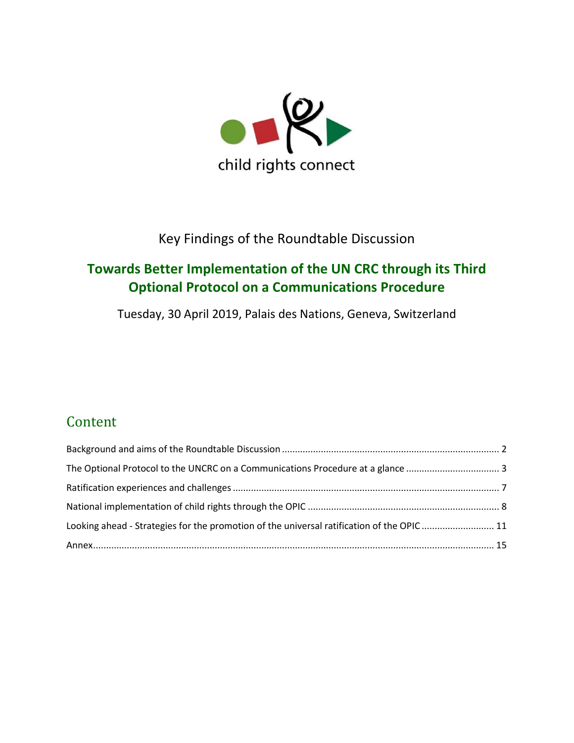child rights connect

Key Findings of the Roundtable Discussion

# Towards Better Implementation of the UN CRC through its Third Optional Protocol on a Communications Procedure

Tuesday, 30 April 2019, Palais des Nations, Geneva, Switzerland

## Content

Background and aims of the Roundtable Discussion ..... 2

The Optional Protocol to the UNCRC on a Communications Procedure at a glance ..... 3

Ratification experiences and challenges ..... 7

National implementation of child rights through the OPIC ..... 8

Looking ahead - Strategies for the promotion of the universal ratification of the OPIC ..... 11

Annex ..... 15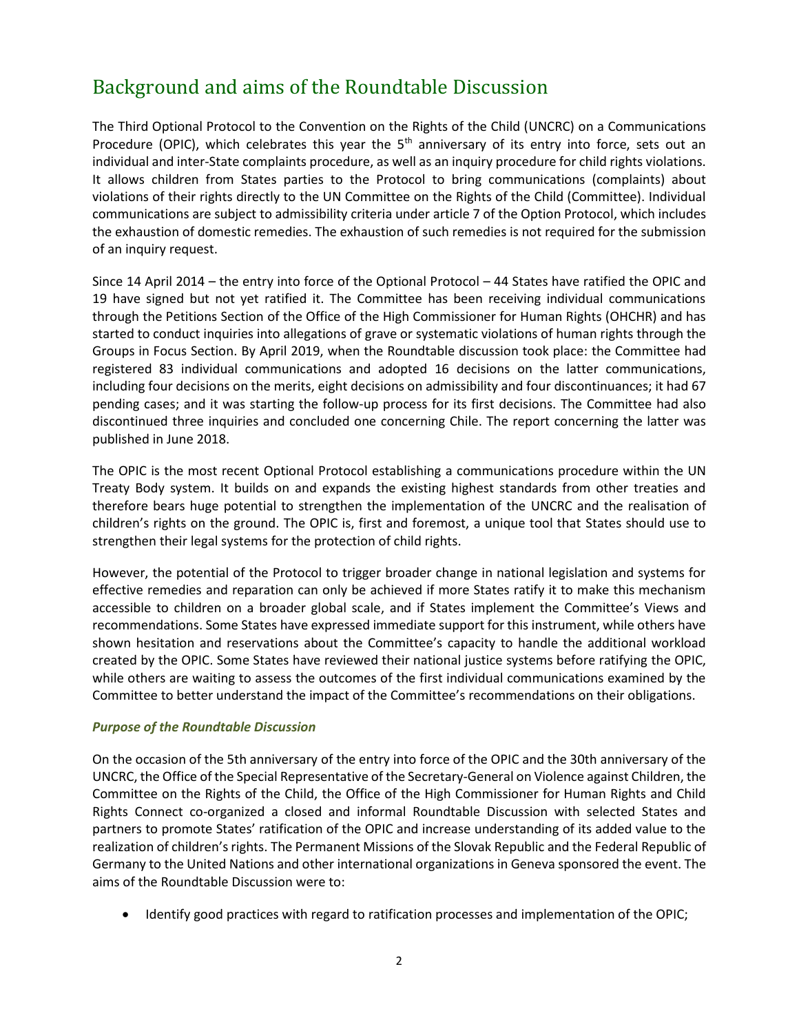## Background and aims of the Roundtable Discussion

The Third Optional Protocol to the Convention on the Rights of the Child (UNCRC) on a Communications Procedure (OPIC), which celebrates this year the 5th anniversary of its entry into force, sets out an individual and inter-State complaints procedure, as well as an inquiry procedure for child rights violations. It allows children from States parties to the Protocol to bring communications (complaints) about violations of their rights directly to the UN Committee on the Rights of the Child (Committee). Individual communications are subject to admissibility criteria under article 7 of the Option Protocol, which includes the exhaustion of domestic remedies. The exhaustion of such remedies is not required for the submission of an inquiry request.

Since 14 April 2014 – the entry into force of the Optional Protocol – 44 States have ratified the OPIC and 19 have signed but not yet ratified it. The Committee has been receiving individual communications through the Petitions Section of the Office of the High Commissioner for Human Rights (OHCHR) and has started to conduct inquiries into allegations of grave or systematic violations of human rights through the Groups in Focus Section. By April 2019, when the Roundtable discussion took place: the Committee had registered 83 individual communications and adopted 16 decisions on the latter communications, including four decisions on the merits, eight decisions on admissibility and four discontinuances; it had 67 pending cases; and it was starting the follow-up process for its first decisions. The Committee had also discontinued three inquiries and concluded one concerning Chile. The report concerning the latter was published in June 2018.

The OPIC is the most recent Optional Protocol establishing a communications procedure within the UN Treaty Body system. It builds on and expands the existing highest standards from other treaties and therefore bears huge potential to strengthen the implementation of the UNCRC and the realisation of children's rights on the ground. The OPIC is, first and foremost, a unique tool that States should use to strengthen their legal systems for the protection of child rights.

However, the potential of the Protocol to trigger broader change in national legislation and systems for effective remedies and reparation can only be achieved if more States ratify it to make this mechanism accessible to children on a broader global scale, and if States implement the Committee's Views and recommendations. Some States have expressed immediate support for this instrument, while others have shown hesitation and reservations about the Committee's capacity to handle the additional workload created by the OPIC. Some States have reviewed their national justice systems before ratifying the OPIC, while others are waiting to assess the outcomes of the first individual communications examined by the Committee to better understand the impact of the Committee's recommendations on their obligations.

#### *Purpose of the Roundtable Discussion*

On the occasion of the 5th anniversary of the entry into force of the OPIC and the 30th anniversary of the UNCRC, the Office of the Special Representative of the Secretary-General on Violence against Children, the Committee on the Rights of the Child, the Office of the High Commissioner for Human Rights and Child Rights Connect co-organized a closed and informal Roundtable Discussion with selected States and partners to promote States' ratification of the OPIC and increase understanding of its added value to the realization of children's rights. The Permanent Missions of the Slovak Republic and the Federal Republic of Germany to the United Nations and other international organizations in Geneva sponsored the event. The aims of the Roundtable Discussion were to:

- Identify good practices with regard to ratification processes and implementation of the OPIC;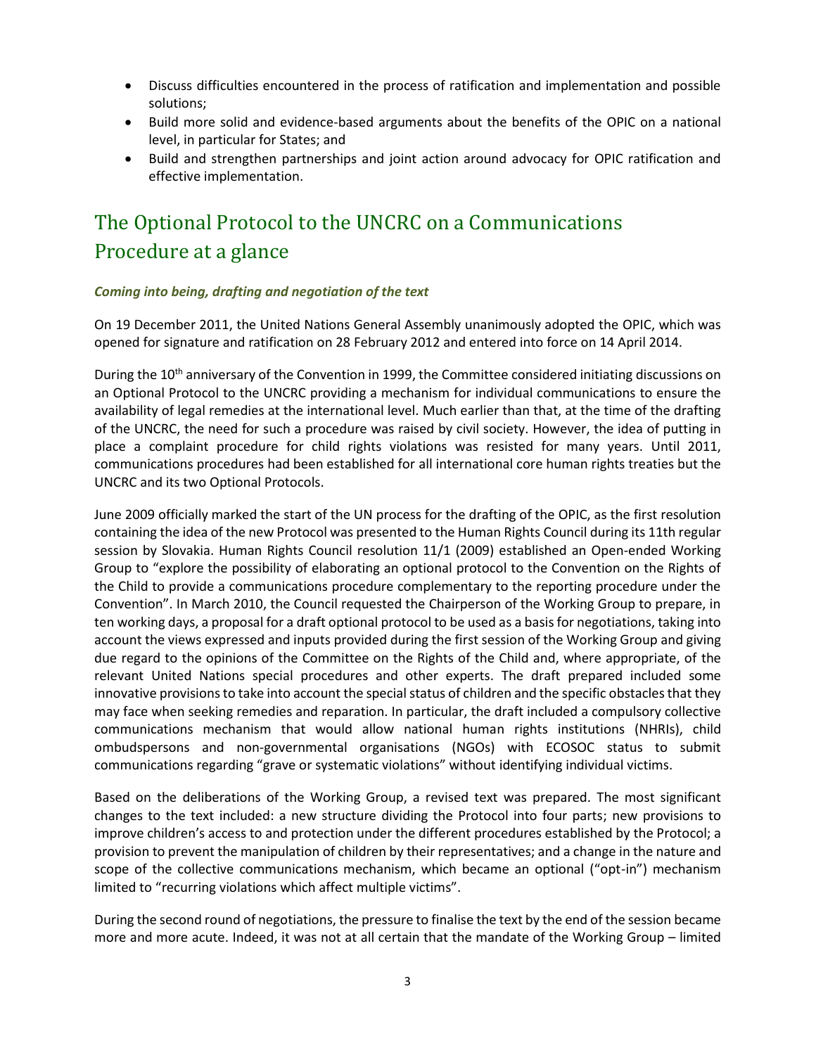- Discuss difficulties encountered in the process of ratification and implementation and possible solutions;
- Build more solid and evidence-based arguments about the benefits of the OPIC on a national level, in particular for States; and
- Build and strengthen partnerships and joint action around advocacy for OPIC ratification and effective implementation.

## The Optional Protocol to the UNCRC on a Communications Procedure at a glance

### *Coming into being, drafting and negotiation of the text*

On 19 December 2011, the United Nations General Assembly unanimously adopted the OPIC, which was opened for signature and ratification on 28 February 2012 and entered into force on 14 April 2014.

During the 10th anniversary of the Convention in 1999, the Committee considered initiating discussions on an Optional Protocol to the UNCRC providing a mechanism for individual communications to ensure the availability of legal remedies at the international level. Much earlier than that, at the time of the drafting of the UNCRC, the need for such a procedure was raised by civil society. However, the idea of putting in place a complaint procedure for child rights violations was resisted for many years. Until 2011, communications procedures had been established for all international core human rights treaties but the UNCRC and its two Optional Protocols.

June 2009 officially marked the start of the UN process for the drafting of the OPIC, as the first resolution containing the idea of the new Protocol was presented to the Human Rights Council during its 11th regular session by Slovakia. Human Rights Council resolution 11/1 (2009) established an Open-ended Working Group to "explore the possibility of elaborating an optional protocol to the Convention on the Rights of the Child to provide a communications procedure complementary to the reporting procedure under the Convention". In March 2010, the Council requested the Chairperson of the Working Group to prepare, in ten working days, a proposal for a draft optional protocol to be used as a basis for negotiations, taking into account the views expressed and inputs provided during the first session of the Working Group and giving due regard to the opinions of the Committee on the Rights of the Child and, where appropriate, of the relevant United Nations special procedures and other experts. The draft prepared included some innovative provisions to take into account the special status of children and the specific obstacles that they may face when seeking remedies and reparation. In particular, the draft included a compulsory collective communications mechanism that would allow national human rights institutions (NHRIs), child ombudspersons and non-governmental organisations (NGOs) with ECOSOC status to submit communications regarding "grave or systematic violations" without identifying individual victims.

Based on the deliberations of the Working Group, a revised text was prepared. The most significant changes to the text included: a new structure dividing the Protocol into four parts; new provisions to improve children's access to and protection under the different procedures established by the Protocol; a provision to prevent the manipulation of children by their representatives; and a change in the nature and scope of the collective communications mechanism, which became an optional ("opt-in") mechanism limited to "recurring violations which affect multiple victims".

During the second round of negotiations, the pressure to finalise the text by the end of the session became more and more acute. Indeed, it was not at all certain that the mandate of the Working Group – limited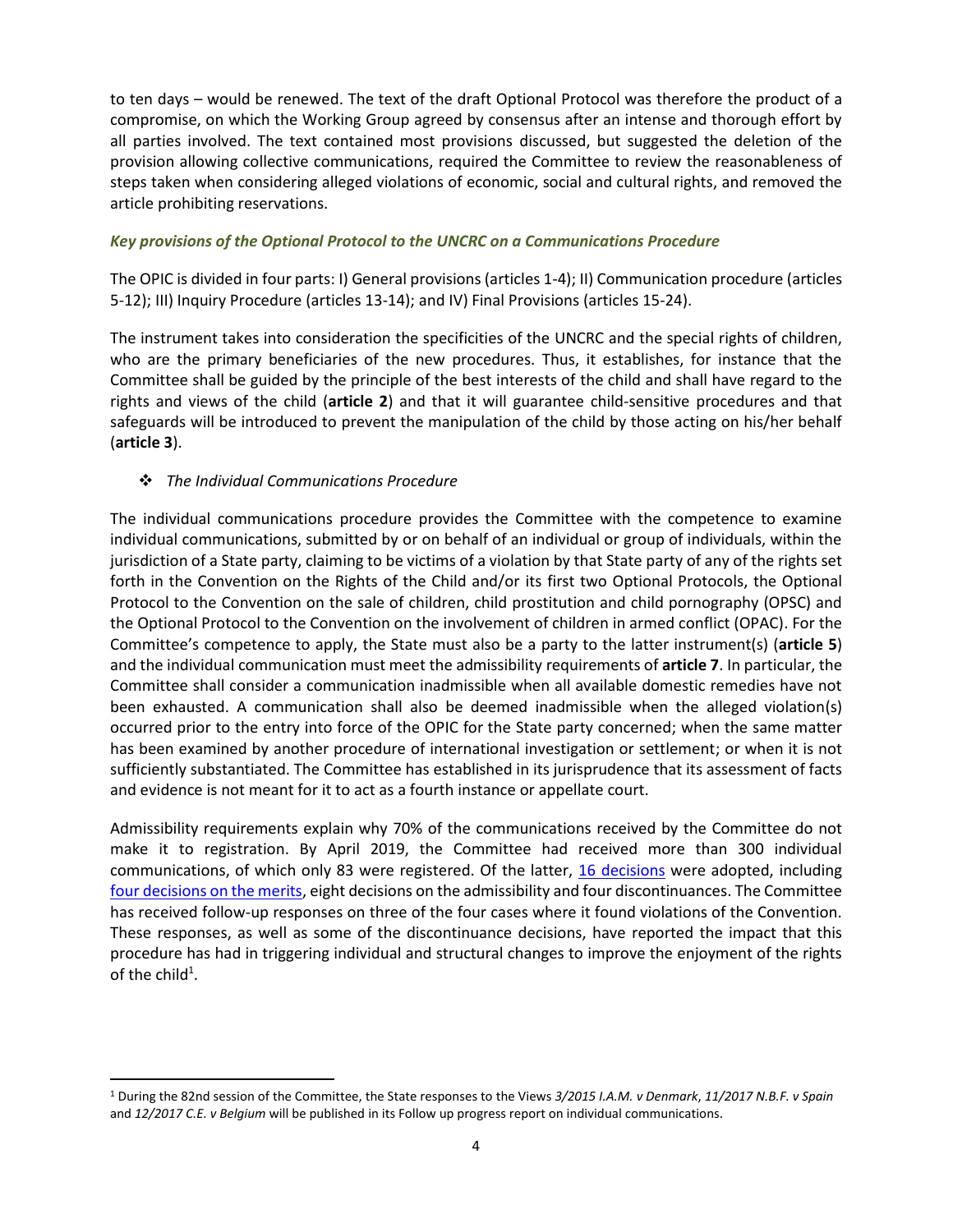to ten days – would be renewed. The text of the draft Optional Protocol was therefore the product of a compromise, on which the Working Group agreed by consensus after an intense and thorough effort by all parties involved. The text contained most provisions discussed, but suggested the deletion of the provision allowing collective communications, required the Committee to review the reasonableness of steps taken when considering alleged violations of economic, social and cultural rights, and removed the article prohibiting reservations.

### *Key provisions of the Optional Protocol to the UNCRC on a Communications Procedure*

The OPIC is divided in four parts: I) General provisions (articles 1-4); II) Communication procedure (articles 5-12); III) Inquiry Procedure (articles 13-14); and IV) Final Provisions (articles 15-24).

The instrument takes into consideration the specificities of the UNCRC and the special rights of children, who are the primary beneficiaries of the new procedures. Thus, it establishes, for instance that the Committee shall be guided by the principle of the best interests of the child and shall have regard to the rights and views of the child (**article 2**) and that it will guarantee child-sensitive procedures and that safeguards will be introduced to prevent the manipulation of the child by those acting on his/her behalf (**article 3**).

- *The Individual Communications Procedure*

The individual communications procedure provides the Committee with the competence to examine individual communications, submitted by or on behalf of an individual or group of individuals, within the jurisdiction of a State party, claiming to be victims of a violation by that State party of any of the rights set forth in the Convention on the Rights of the Child and/or its first two Optional Protocols, the Optional Protocol to the Convention on the sale of children, child prostitution and child pornography (OPSC) and the Optional Protocol to the Convention on the involvement of children in armed conflict (OPAC). For the Committee's competence to apply, the State must also be a party to the latter instrument(s) (**article 5**) and the individual communication must meet the admissibility requirements of **article 7**. In particular, the Committee shall consider a communication inadmissible when all available domestic remedies have not been exhausted. A communication shall also be deemed inadmissible when the alleged violation(s) occurred prior to the entry into force of the OPIC for the State party concerned; when the same matter has been examined by another procedure of international investigation or settlement; or when it is not sufficiently substantiated. The Committee has established in its jurisprudence that its assessment of facts and evidence is not meant for it to act as a fourth instance or appellate court.

Admissibility requirements explain why 70% of the communications received by the Committee do not make it to registration. By April 2019, the Committee had received more than 300 individual communications, of which only 83 were registered. Of the latter, 16 decisions were adopted, including four decisions on the merits, eight decisions on the admissibility and four discontinuances. The Committee has received follow-up responses on three of the four cases where it found violations of the Convention. These responses, as well as some of the discontinuance decisions, have reported the impact that this procedure has had in triggering individual and structural changes to improve the enjoyment of the rights of the child[1].

---

[1] During the 82nd session of the Committee, the State responses to the Views *3/2015 I.A.M. v Denmark*, *11/2017 N.B.F. v Spain* and *12/2017 C.E. v Belgium* will be published in its Follow up progress report on individual communications.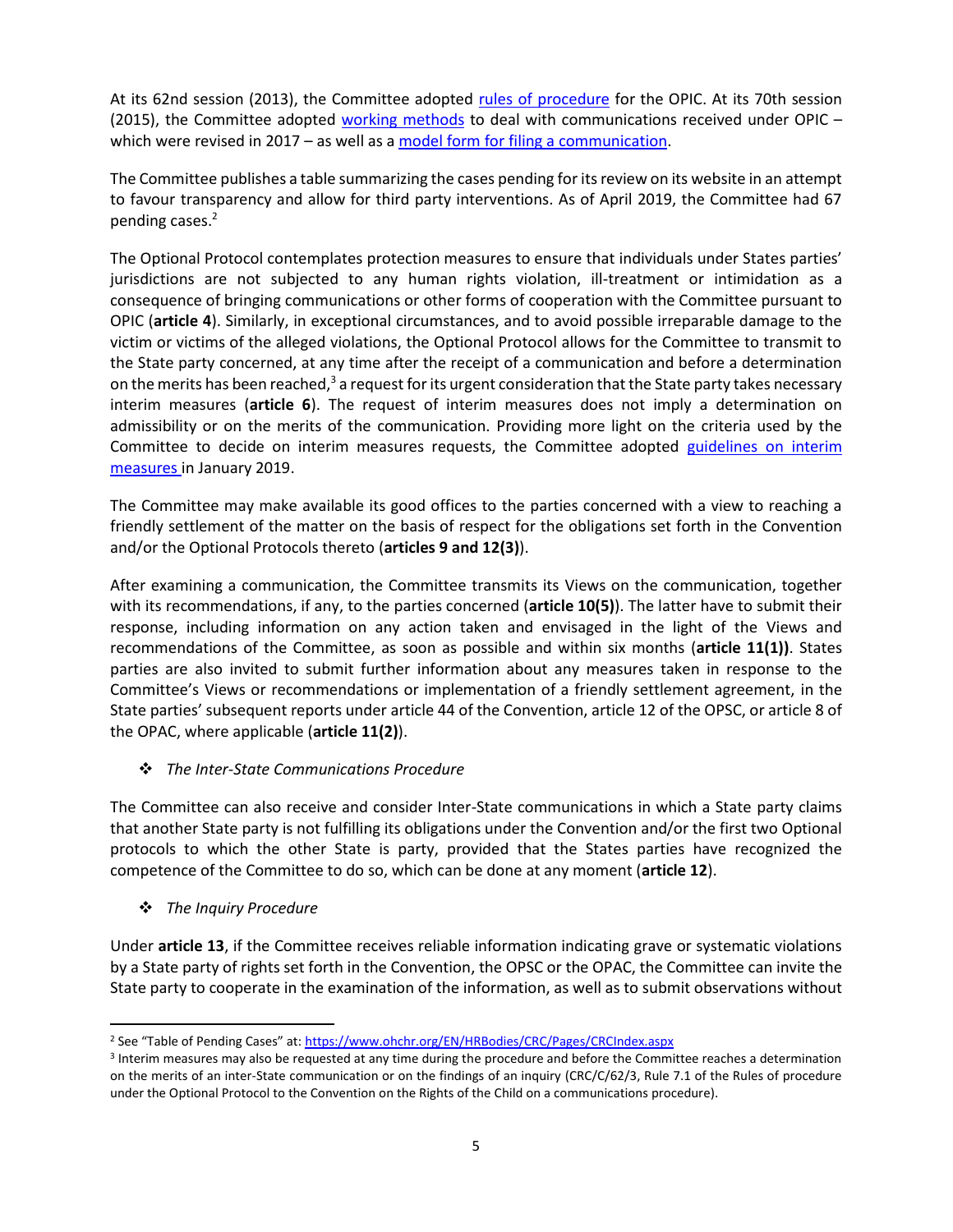At its 62nd session (2013), the Committee adopted [rules of procedure](#) for the OPIC. At its 70th session (2015), the Committee adopted [working methods](#) to deal with communications received under OPIC – which were revised in 2017 – as well as a [model form for filing a communication](#).

The Committee publishes a table summarizing the cases pending for its review on its website in an attempt to favour transparency and allow for third party interventions. As of April 2019, the Committee had 67 pending cases.[2]

The Optional Protocol contemplates protection measures to ensure that individuals under States parties' jurisdictions are not subjected to any human rights violation, ill-treatment or intimidation as a consequence of bringing communications or other forms of cooperation with the Committee pursuant to OPIC (**article 4**). Similarly, in exceptional circumstances, and to avoid possible irreparable damage to the victim or victims of the alleged violations, the Optional Protocol allows for the Committee to transmit to the State party concerned, at any time after the receipt of a communication and before a determination on the merits has been reached,[3] a request for its urgent consideration that the State party takes necessary interim measures (**article 6**). The request of interim measures does not imply a determination on admissibility or on the merits of the communication. Providing more light on the criteria used by the Committee to decide on interim measures requests, the Committee adopted [guidelines on interim measures](#) in January 2019.

The Committee may make available its good offices to the parties concerned with a view to reaching a friendly settlement of the matter on the basis of respect for the obligations set forth in the Convention and/or the Optional Protocols thereto (**articles 9 and 12(3)**).

After examining a communication, the Committee transmits its Views on the communication, together with its recommendations, if any, to the parties concerned (**article 10(5)**). The latter have to submit their response, including information on any action taken and envisaged in the light of the Views and recommendations of the Committee, as soon as possible and within six months (**article 11(1))**. States parties are also invited to submit further information about any measures taken in response to the Committee's Views or recommendations or implementation of a friendly settlement agreement, in the State parties' subsequent reports under article 44 of the Convention, article 12 of the OPSC, or article 8 of the OPAC, where applicable (**article 11(2)**).

- *The Inter-State Communications Procedure*

The Committee can also receive and consider Inter-State communications in which a State party claims that another State party is not fulfilling its obligations under the Convention and/or the first two Optional protocols to which the other State is party, provided that the States parties have recognized the competence of the Committee to do so, which can be done at any moment (**article 12**).

- *The Inquiry Procedure*

Under **article 13**, if the Committee receives reliable information indicating grave or systematic violations by a State party of rights set forth in the Convention, the OPSC or the OPAC, the Committee can invite the State party to cooperate in the examination of the information, as well as to submit observations without

---

[2] See "Table of Pending Cases" at: https://www.ohchr.org/EN/HRBodies/CRC/Pages/CRCIndex.aspx

[3] Interim measures may also be requested at any time during the procedure and before the Committee reaches a determination on the merits of an inter-State communication or on the findings of an inquiry (CRC/C/62/3, Rule 7.1 of the Rules of procedure under the Optional Protocol to the Convention on the Rights of the Child on a communications procedure).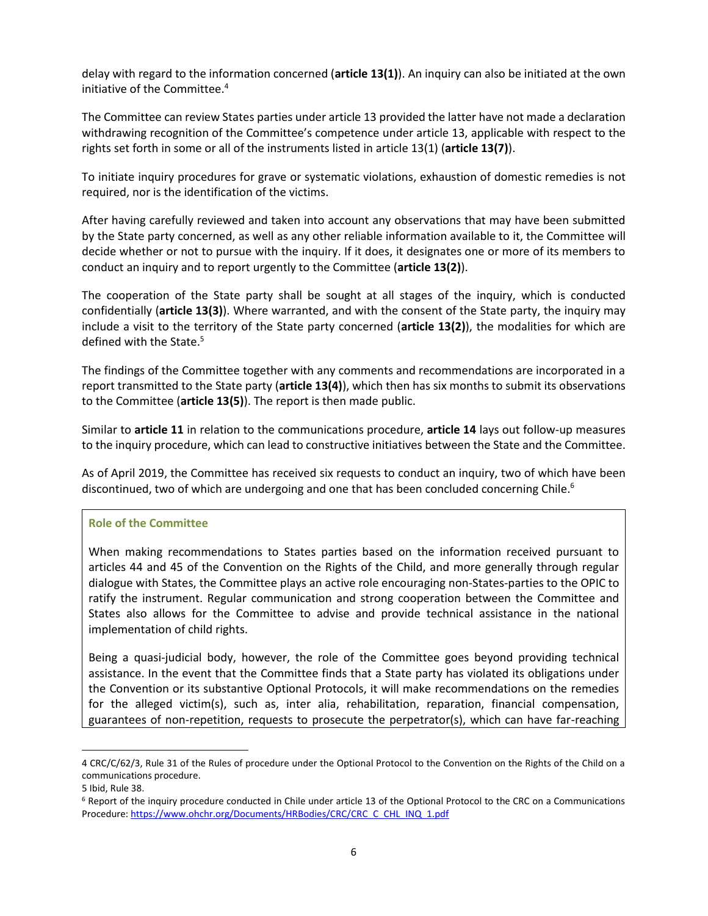delay with regard to the information concerned (**article 13(1)**). An inquiry can also be initiated at the own initiative of the Committee.[4]

The Committee can review States parties under article 13 provided the latter have not made a declaration withdrawing recognition of the Committee's competence under article 13, applicable with respect to the rights set forth in some or all of the instruments listed in article 13(1) (**article 13(7)**).

To initiate inquiry procedures for grave or systematic violations, exhaustion of domestic remedies is not required, nor is the identification of the victims.

After having carefully reviewed and taken into account any observations that may have been submitted by the State party concerned, as well as any other reliable information available to it, the Committee will decide whether or not to pursue with the inquiry. If it does, it designates one or more of its members to conduct an inquiry and to report urgently to the Committee (**article 13(2)**).

The cooperation of the State party shall be sought at all stages of the inquiry, which is conducted confidentially (**article 13(3)**). Where warranted, and with the consent of the State party, the inquiry may include a visit to the territory of the State party concerned (**article 13(2)**), the modalities for which are defined with the State.[5]

The findings of the Committee together with any comments and recommendations are incorporated in a report transmitted to the State party (**article 13(4)**), which then has six months to submit its observations to the Committee (**article 13(5)**). The report is then made public.

Similar to **article 11** in relation to the communications procedure, **article 14** lays out follow-up measures to the inquiry procedure, which can lead to constructive initiatives between the State and the Committee.

As of April 2019, the Committee has received six requests to conduct an inquiry, two of which have been discontinued, two of which are undergoing and one that has been concluded concerning Chile.[6]

**Role of the Committee**

When making recommendations to States parties based on the information received pursuant to articles 44 and 45 of the Convention on the Rights of the Child, and more generally through regular dialogue with States, the Committee plays an active role encouraging non-States-parties to the OPIC to ratify the instrument. Regular communication and strong cooperation between the Committee and States also allows for the Committee to advise and provide technical assistance in the national implementation of child rights.

Being a quasi-judicial body, however, the role of the Committee goes beyond providing technical assistance. In the event that the Committee finds that a State party has violated its obligations under the Convention or its substantive Optional Protocols, it will make recommendations on the remedies for the alleged victim(s), such as, inter alia, rehabilitation, reparation, financial compensation, guarantees of non-repetition, requests to prosecute the perpetrator(s), which can have far-reaching

---

4 CRC/C/62/3, Rule 31 of the Rules of procedure under the Optional Protocol to the Convention on the Rights of the Child on a communications procedure.

5 Ibid, Rule 38.

6 Report of the inquiry procedure conducted in Chile under article 13 of the Optional Protocol to the CRC on a Communications Procedure: https://www.ohchr.org/Documents/HRBodies/CRC/CRC_C_CHL_INQ_1.pdf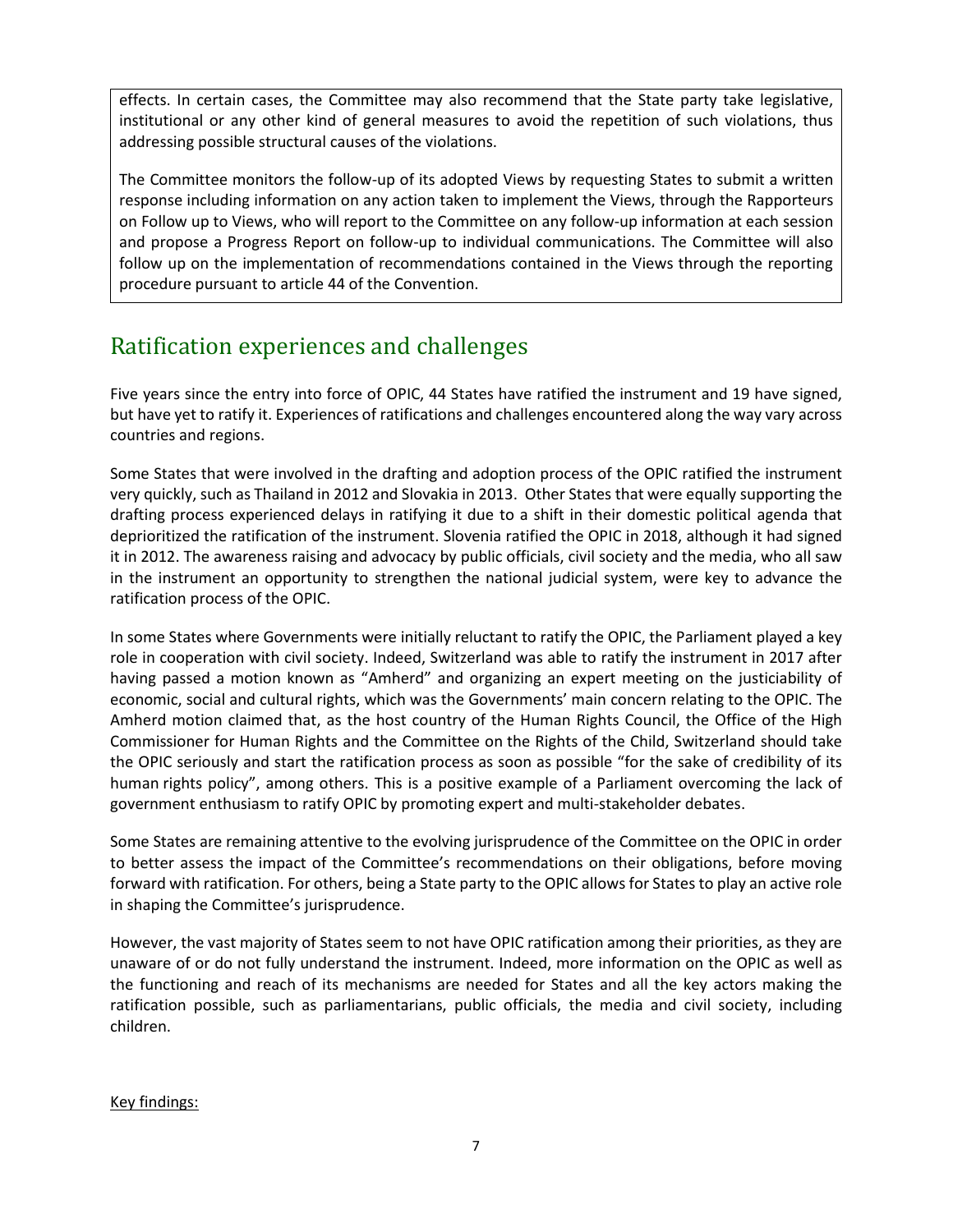effects. In certain cases, the Committee may also recommend that the State party take legislative, institutional or any other kind of general measures to avoid the repetition of such violations, thus addressing possible structural causes of the violations.

The Committee monitors the follow-up of its adopted Views by requesting States to submit a written response including information on any action taken to implement the Views, through the Rapporteurs on Follow up to Views, who will report to the Committee on any follow-up information at each session and propose a Progress Report on follow-up to individual communications. The Committee will also follow up on the implementation of recommendations contained in the Views through the reporting procedure pursuant to article 44 of the Convention.

## Ratification experiences and challenges

Five years since the entry into force of OPIC, 44 States have ratified the instrument and 19 have signed, but have yet to ratify it. Experiences of ratifications and challenges encountered along the way vary across countries and regions.

Some States that were involved in the drafting and adoption process of the OPIC ratified the instrument very quickly, such as Thailand in 2012 and Slovakia in 2013. Other States that were equally supporting the drafting process experienced delays in ratifying it due to a shift in their domestic political agenda that deprioritized the ratification of the instrument. Slovenia ratified the OPIC in 2018, although it had signed it in 2012. The awareness raising and advocacy by public officials, civil society and the media, who all saw in the instrument an opportunity to strengthen the national judicial system, were key to advance the ratification process of the OPIC.

In some States where Governments were initially reluctant to ratify the OPIC, the Parliament played a key role in cooperation with civil society. Indeed, Switzerland was able to ratify the instrument in 2017 after having passed a motion known as "Amherd" and organizing an expert meeting on the justiciability of economic, social and cultural rights, which was the Governments' main concern relating to the OPIC. The Amherd motion claimed that, as the host country of the Human Rights Council, the Office of the High Commissioner for Human Rights and the Committee on the Rights of the Child, Switzerland should take the OPIC seriously and start the ratification process as soon as possible "for the sake of credibility of its human rights policy", among others. This is a positive example of a Parliament overcoming the lack of government enthusiasm to ratify OPIC by promoting expert and multi-stakeholder debates.

Some States are remaining attentive to the evolving jurisprudence of the Committee on the OPIC in order to better assess the impact of the Committee's recommendations on their obligations, before moving forward with ratification. For others, being a State party to the OPIC allows for States to play an active role in shaping the Committee's jurisprudence.

However, the vast majority of States seem to not have OPIC ratification among their priorities, as they are unaware of or do not fully understand the instrument. Indeed, more information on the OPIC as well as the functioning and reach of its mechanisms are needed for States and all the key actors making the ratification possible, such as parliamentarians, public officials, the media and civil society, including children.

Key findings: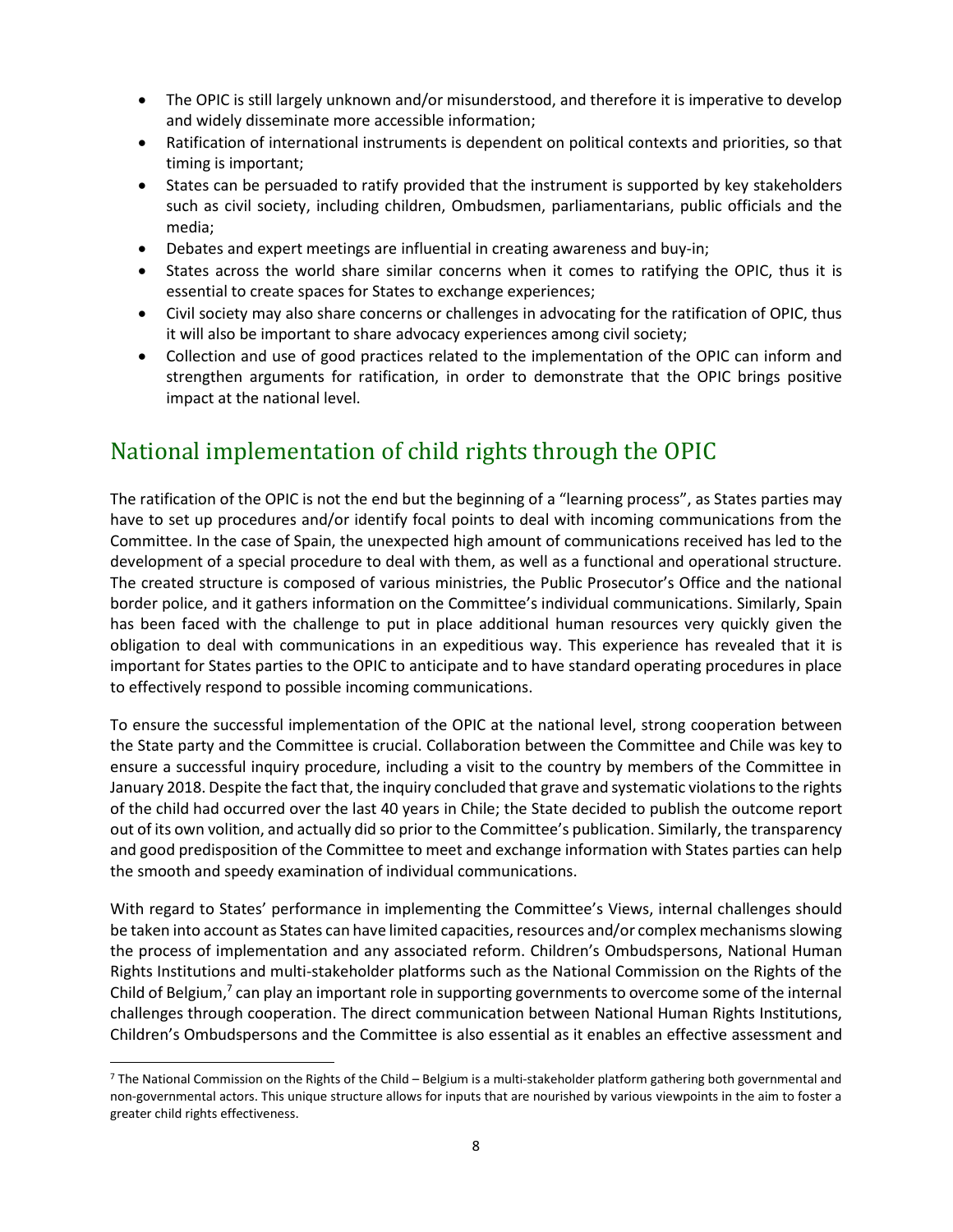- The OPIC is still largely unknown and/or misunderstood, and therefore it is imperative to develop and widely disseminate more accessible information;
- Ratification of international instruments is dependent on political contexts and priorities, so that timing is important;
- States can be persuaded to ratify provided that the instrument is supported by key stakeholders such as civil society, including children, Ombudsmen, parliamentarians, public officials and the media;
- Debates and expert meetings are influential in creating awareness and buy-in;
- States across the world share similar concerns when it comes to ratifying the OPIC, thus it is essential to create spaces for States to exchange experiences;
- Civil society may also share concerns or challenges in advocating for the ratification of OPIC, thus it will also be important to share advocacy experiences among civil society;
- Collection and use of good practices related to the implementation of the OPIC can inform and strengthen arguments for ratification, in order to demonstrate that the OPIC brings positive impact at the national level.

## National implementation of child rights through the OPIC

The ratification of the OPIC is not the end but the beginning of a "learning process", as States parties may have to set up procedures and/or identify focal points to deal with incoming communications from the Committee. In the case of Spain, the unexpected high amount of communications received has led to the development of a special procedure to deal with them, as well as a functional and operational structure. The created structure is composed of various ministries, the Public Prosecutor's Office and the national border police, and it gathers information on the Committee's individual communications. Similarly, Spain has been faced with the challenge to put in place additional human resources very quickly given the obligation to deal with communications in an expeditious way. This experience has revealed that it is important for States parties to the OPIC to anticipate and to have standard operating procedures in place to effectively respond to possible incoming communications.

To ensure the successful implementation of the OPIC at the national level, strong cooperation between the State party and the Committee is crucial. Collaboration between the Committee and Chile was key to ensure a successful inquiry procedure, including a visit to the country by members of the Committee in January 2018. Despite the fact that, the inquiry concluded that grave and systematic violations to the rights of the child had occurred over the last 40 years in Chile; the State decided to publish the outcome report out of its own volition, and actually did so prior to the Committee's publication. Similarly, the transparency and good predisposition of the Committee to meet and exchange information with States parties can help the smooth and speedy examination of individual communications.

With regard to States' performance in implementing the Committee's Views, internal challenges should be taken into account as States can have limited capacities, resources and/or complex mechanisms slowing the process of implementation and any associated reform. Children's Ombudspersons, National Human Rights Institutions and multi-stakeholder platforms such as the National Commission on the Rights of the Child of Belgium,[7] can play an important role in supporting governments to overcome some of the internal challenges through cooperation. The direct communication between National Human Rights Institutions, Children's Ombudspersons and the Committee is also essential as it enables an effective assessment and

[7] The National Commission on the Rights of the Child – Belgium is a multi-stakeholder platform gathering both governmental and non-governmental actors. This unique structure allows for inputs that are nourished by various viewpoints in the aim to foster a greater child rights effectiveness.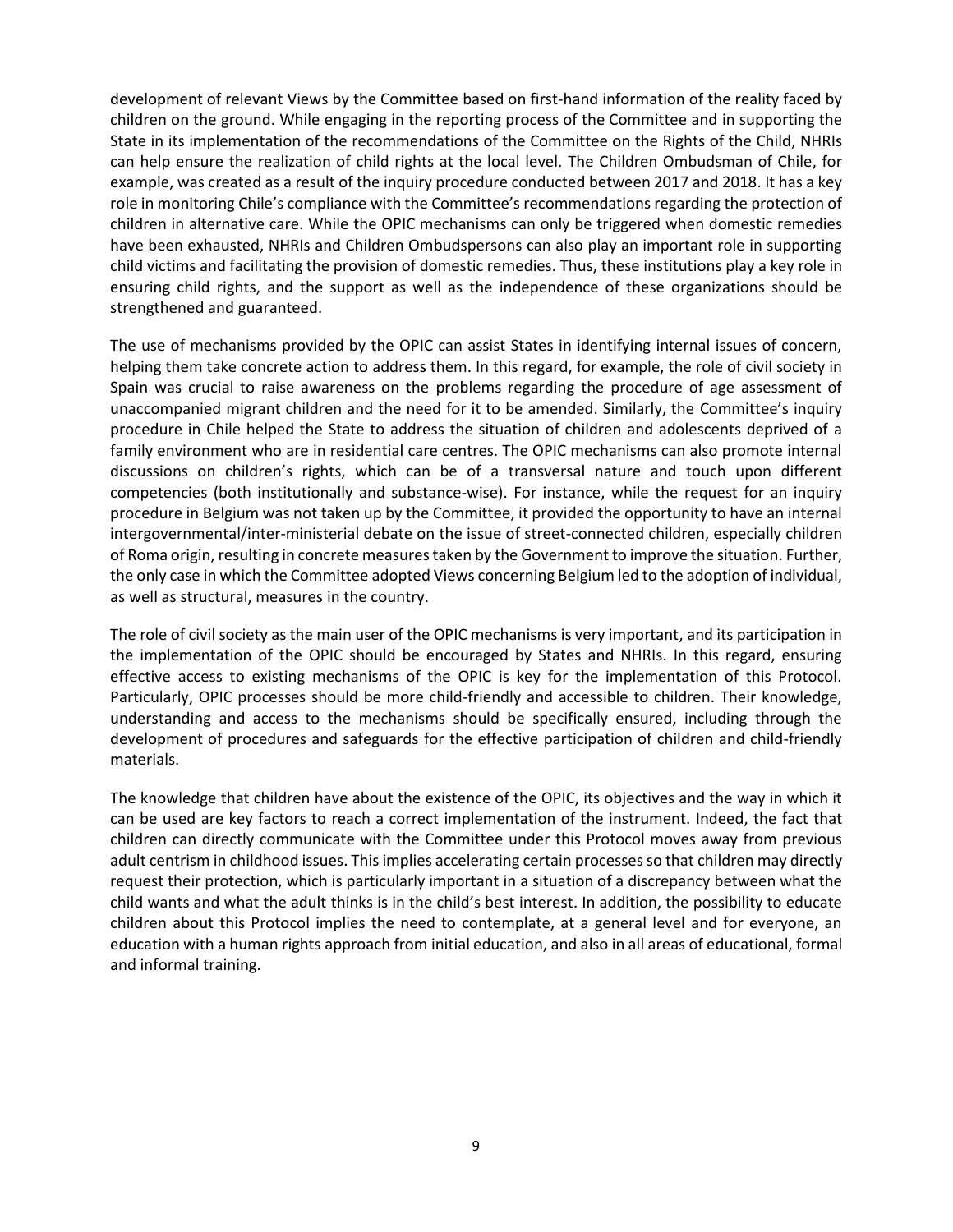development of relevant Views by the Committee based on first-hand information of the reality faced by children on the ground. While engaging in the reporting process of the Committee and in supporting the State in its implementation of the recommendations of the Committee on the Rights of the Child, NHRIs can help ensure the realization of child rights at the local level. The Children Ombudsman of Chile, for example, was created as a result of the inquiry procedure conducted between 2017 and 2018. It has a key role in monitoring Chile's compliance with the Committee's recommendations regarding the protection of children in alternative care. While the OPIC mechanisms can only be triggered when domestic remedies have been exhausted, NHRIs and Children Ombudspersons can also play an important role in supporting child victims and facilitating the provision of domestic remedies. Thus, these institutions play a key role in ensuring child rights, and the support as well as the independence of these organizations should be strengthened and guaranteed.

The use of mechanisms provided by the OPIC can assist States in identifying internal issues of concern, helping them take concrete action to address them. In this regard, for example, the role of civil society in Spain was crucial to raise awareness on the problems regarding the procedure of age assessment of unaccompanied migrant children and the need for it to be amended. Similarly, the Committee's inquiry procedure in Chile helped the State to address the situation of children and adolescents deprived of a family environment who are in residential care centres. The OPIC mechanisms can also promote internal discussions on children's rights, which can be of a transversal nature and touch upon different competencies (both institutionally and substance-wise). For instance, while the request for an inquiry procedure in Belgium was not taken up by the Committee, it provided the opportunity to have an internal intergovernmental/inter-ministerial debate on the issue of street-connected children, especially children of Roma origin, resulting in concrete measures taken by the Government to improve the situation. Further, the only case in which the Committee adopted Views concerning Belgium led to the adoption of individual, as well as structural, measures in the country.

The role of civil society as the main user of the OPIC mechanisms is very important, and its participation in the implementation of the OPIC should be encouraged by States and NHRIs. In this regard, ensuring effective access to existing mechanisms of the OPIC is key for the implementation of this Protocol. Particularly, OPIC processes should be more child-friendly and accessible to children. Their knowledge, understanding and access to the mechanisms should be specifically ensured, including through the development of procedures and safeguards for the effective participation of children and child-friendly materials.

The knowledge that children have about the existence of the OPIC, its objectives and the way in which it can be used are key factors to reach a correct implementation of the instrument. Indeed, the fact that children can directly communicate with the Committee under this Protocol moves away from previous adult centrism in childhood issues. This implies accelerating certain processes so that children may directly request their protection, which is particularly important in a situation of a discrepancy between what the child wants and what the adult thinks is in the child's best interest. In addition, the possibility to educate children about this Protocol implies the need to contemplate, at a general level and for everyone, an education with a human rights approach from initial education, and also in all areas of educational, formal and informal training.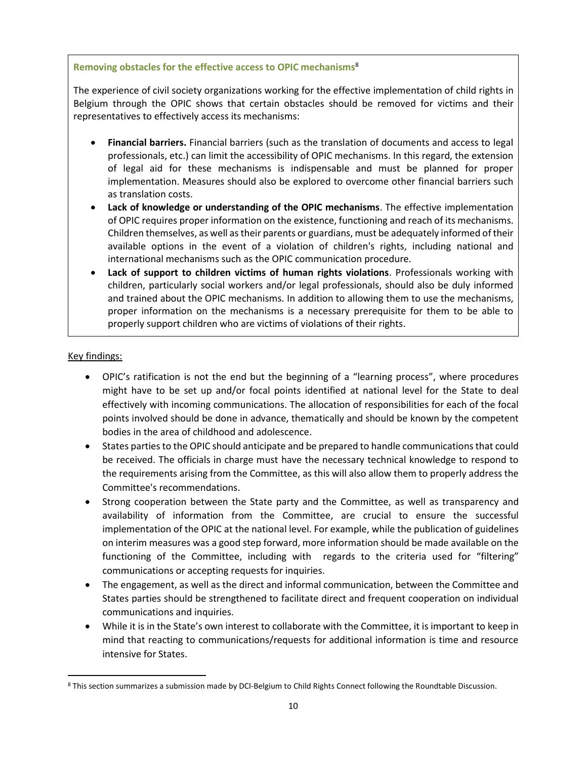**Removing obstacles for the effective access to OPIC mechanisms**[8]

The experience of civil society organizations working for the effective implementation of child rights in Belgium through the OPIC shows that certain obstacles should be removed for victims and their representatives to effectively access its mechanisms:

- **Financial barriers.** Financial barriers (such as the translation of documents and access to legal professionals, etc.) can limit the accessibility of OPIC mechanisms. In this regard, the extension of legal aid for these mechanisms is indispensable and must be planned for proper implementation. Measures should also be explored to overcome other financial barriers such as translation costs.
- **Lack of knowledge or understanding of the OPIC mechanisms**. The effective implementation of OPIC requires proper information on the existence, functioning and reach of its mechanisms. Children themselves, as well as their parents or guardians, must be adequately informed of their available options in the event of a violation of children's rights, including national and international mechanisms such as the OPIC communication procedure.
- **Lack of support to children victims of human rights violations**. Professionals working with children, particularly social workers and/or legal professionals, should also be duly informed and trained about the OPIC mechanisms. In addition to allowing them to use the mechanisms, proper information on the mechanisms is a necessary prerequisite for them to be able to properly support children who are victims of violations of their rights.

Key findings:

- OPIC's ratification is not the end but the beginning of a "learning process", where procedures might have to be set up and/or focal points identified at national level for the State to deal effectively with incoming communications. The allocation of responsibilities for each of the focal points involved should be done in advance, thematically and should be known by the competent bodies in the area of childhood and adolescence.
- States parties to the OPIC should anticipate and be prepared to handle communications that could be received. The officials in charge must have the necessary technical knowledge to respond to the requirements arising from the Committee, as this will also allow them to properly address the Committee's recommendations.
- Strong cooperation between the State party and the Committee, as well as transparency and availability of information from the Committee, are crucial to ensure the successful implementation of the OPIC at the national level. For example, while the publication of guidelines on interim measures was a good step forward, more information should be made available on the functioning of the Committee, including with regards to the criteria used for "filtering" communications or accepting requests for inquiries.
- The engagement, as well as the direct and informal communication, between the Committee and States parties should be strengthened to facilitate direct and frequent cooperation on individual communications and inquiries.
- While it is in the State's own interest to collaborate with the Committee, it is important to keep in mind that reacting to communications/requests for additional information is time and resource intensive for States.

[8] This section summarizes a submission made by DCI-Belgium to Child Rights Connect following the Roundtable Discussion.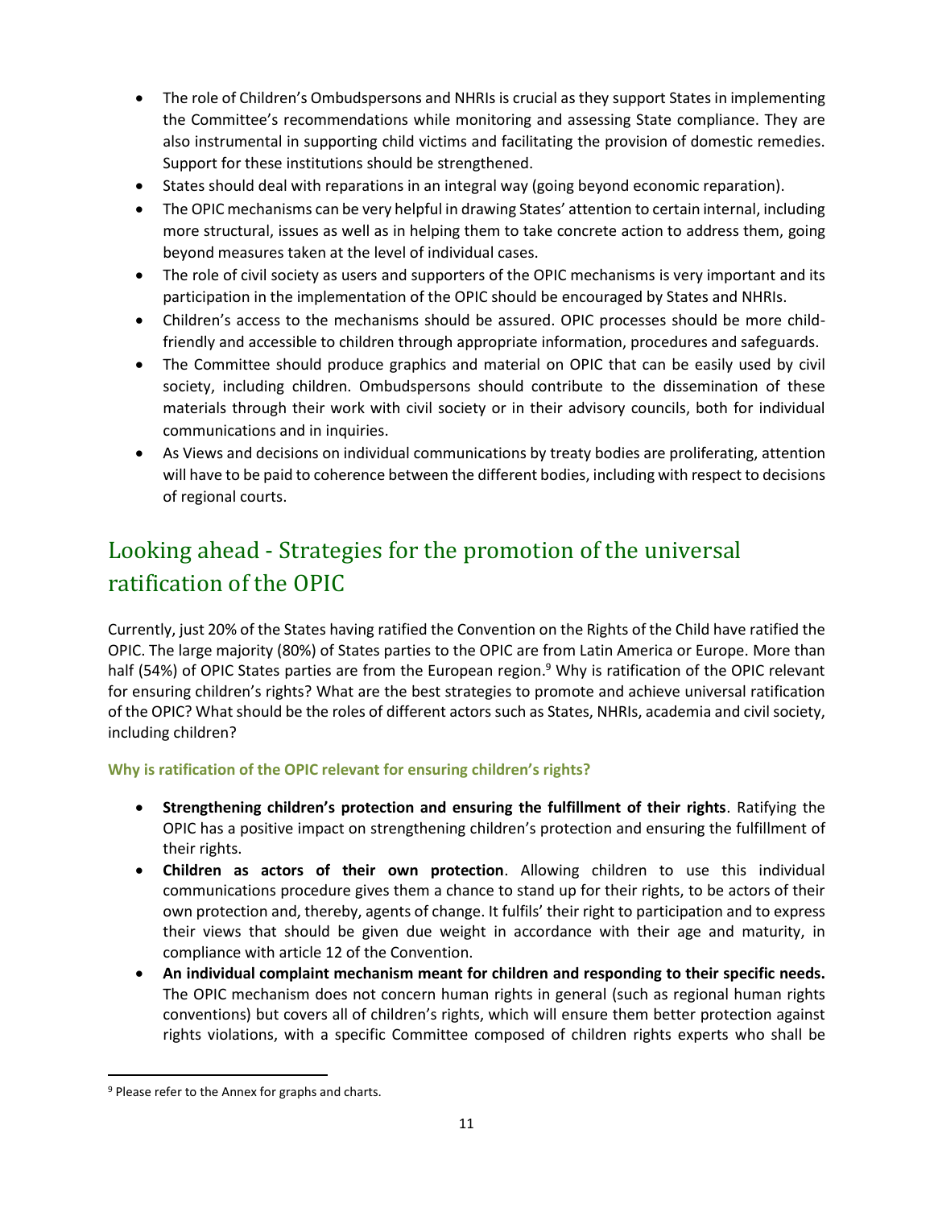- The role of Children's Ombudspersons and NHRIs is crucial as they support States in implementing the Committee's recommendations while monitoring and assessing State compliance. They are also instrumental in supporting child victims and facilitating the provision of domestic remedies. Support for these institutions should be strengthened.
- States should deal with reparations in an integral way (going beyond economic reparation).
- The OPIC mechanisms can be very helpful in drawing States' attention to certain internal, including more structural, issues as well as in helping them to take concrete action to address them, going beyond measures taken at the level of individual cases.
- The role of civil society as users and supporters of the OPIC mechanisms is very important and its participation in the implementation of the OPIC should be encouraged by States and NHRIs.
- Children's access to the mechanisms should be assured. OPIC processes should be more child-friendly and accessible to children through appropriate information, procedures and safeguards.
- The Committee should produce graphics and material on OPIC that can be easily used by civil society, including children. Ombudspersons should contribute to the dissemination of these materials through their work with civil society or in their advisory councils, both for individual communications and in inquiries.
- As Views and decisions on individual communications by treaty bodies are proliferating, attention will have to be paid to coherence between the different bodies, including with respect to decisions of regional courts.

## Looking ahead - Strategies for the promotion of the universal ratification of the OPIC

Currently, just 20% of the States having ratified the Convention on the Rights of the Child have ratified the OPIC. The large majority (80%) of States parties to the OPIC are from Latin America or Europe. More than half (54%) of OPIC States parties are from the European region.[9] Why is ratification of the OPIC relevant for ensuring children's rights? What are the best strategies to promote and achieve universal ratification of the OPIC? What should be the roles of different actors such as States, NHRIs, academia and civil society, including children?

### Why is ratification of the OPIC relevant for ensuring children's rights?

- **Strengthening children's protection and ensuring the fulfillment of their rights**. Ratifying the OPIC has a positive impact on strengthening children's protection and ensuring the fulfillment of their rights.
- **Children as actors of their own protection**. Allowing children to use this individual communications procedure gives them a chance to stand up for their rights, to be actors of their own protection and, thereby, agents of change. It fulfils' their right to participation and to express their views that should be given due weight in accordance with their age and maturity, in compliance with article 12 of the Convention.
- **An individual complaint mechanism meant for children and responding to their specific needs.** The OPIC mechanism does not concern human rights in general (such as regional human rights conventions) but covers all of children's rights, which will ensure them better protection against rights violations, with a specific Committee composed of children rights experts who shall be

[9] Please refer to the Annex for graphs and charts.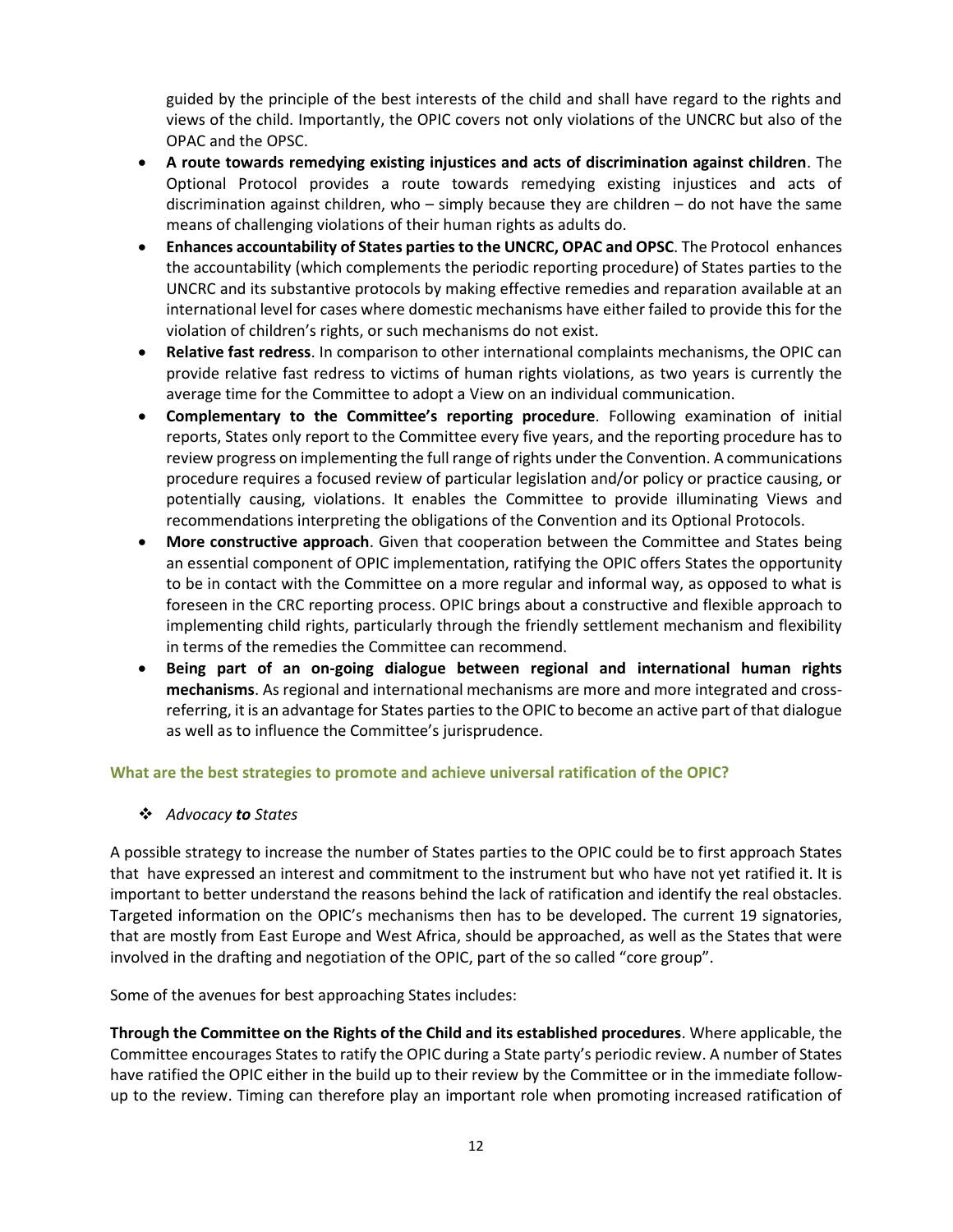guided by the principle of the best interests of the child and shall have regard to the rights and views of the child. Importantly, the OPIC covers not only violations of the UNCRC but also of the OPAC and the OPSC.

- **A route towards remedying existing injustices and acts of discrimination against children**. The Optional Protocol provides a route towards remedying existing injustices and acts of discrimination against children, who – simply because they are children – do not have the same means of challenging violations of their human rights as adults do.
- **Enhances accountability of States parties to the UNCRC, OPAC and OPSC**. The Protocol enhances the accountability (which complements the periodic reporting procedure) of States parties to the UNCRC and its substantive protocols by making effective remedies and reparation available at an international level for cases where domestic mechanisms have either failed to provide this for the violation of children's rights, or such mechanisms do not exist.
- **Relative fast redress**. In comparison to other international complaints mechanisms, the OPIC can provide relative fast redress to victims of human rights violations, as two years is currently the average time for the Committee to adopt a View on an individual communication.
- **Complementary to the Committee's reporting procedure**. Following examination of initial reports, States only report to the Committee every five years, and the reporting procedure has to review progress on implementing the full range of rights under the Convention. A communications procedure requires a focused review of particular legislation and/or policy or practice causing, or potentially causing, violations. It enables the Committee to provide illuminating Views and recommendations interpreting the obligations of the Convention and its Optional Protocols.
- **More constructive approach**. Given that cooperation between the Committee and States being an essential component of OPIC implementation, ratifying the OPIC offers States the opportunity to be in contact with the Committee on a more regular and informal way, as opposed to what is foreseen in the CRC reporting process. OPIC brings about a constructive and flexible approach to implementing child rights, particularly through the friendly settlement mechanism and flexibility in terms of the remedies the Committee can recommend.
- **Being part of an on-going dialogue between regional and international human rights mechanisms**. As regional and international mechanisms are more and more integrated and cross-referring, it is an advantage for States parties to the OPIC to become an active part of that dialogue as well as to influence the Committee's jurisprudence.

### What are the best strategies to promote and achieve universal ratification of the OPIC?

❖ *Advocacy **to** States*

A possible strategy to increase the number of States parties to the OPIC could be to first approach States that have expressed an interest and commitment to the instrument but who have not yet ratified it. It is important to better understand the reasons behind the lack of ratification and identify the real obstacles. Targeted information on the OPIC's mechanisms then has to be developed. The current 19 signatories, that are mostly from East Europe and West Africa, should be approached, as well as the States that were involved in the drafting and negotiation of the OPIC, part of the so called "core group".

Some of the avenues for best approaching States includes:

**Through the Committee on the Rights of the Child and its established procedures**. Where applicable, the Committee encourages States to ratify the OPIC during a State party's periodic review. A number of States have ratified the OPIC either in the build up to their review by the Committee or in the immediate follow-up to the review. Timing can therefore play an important role when promoting increased ratification of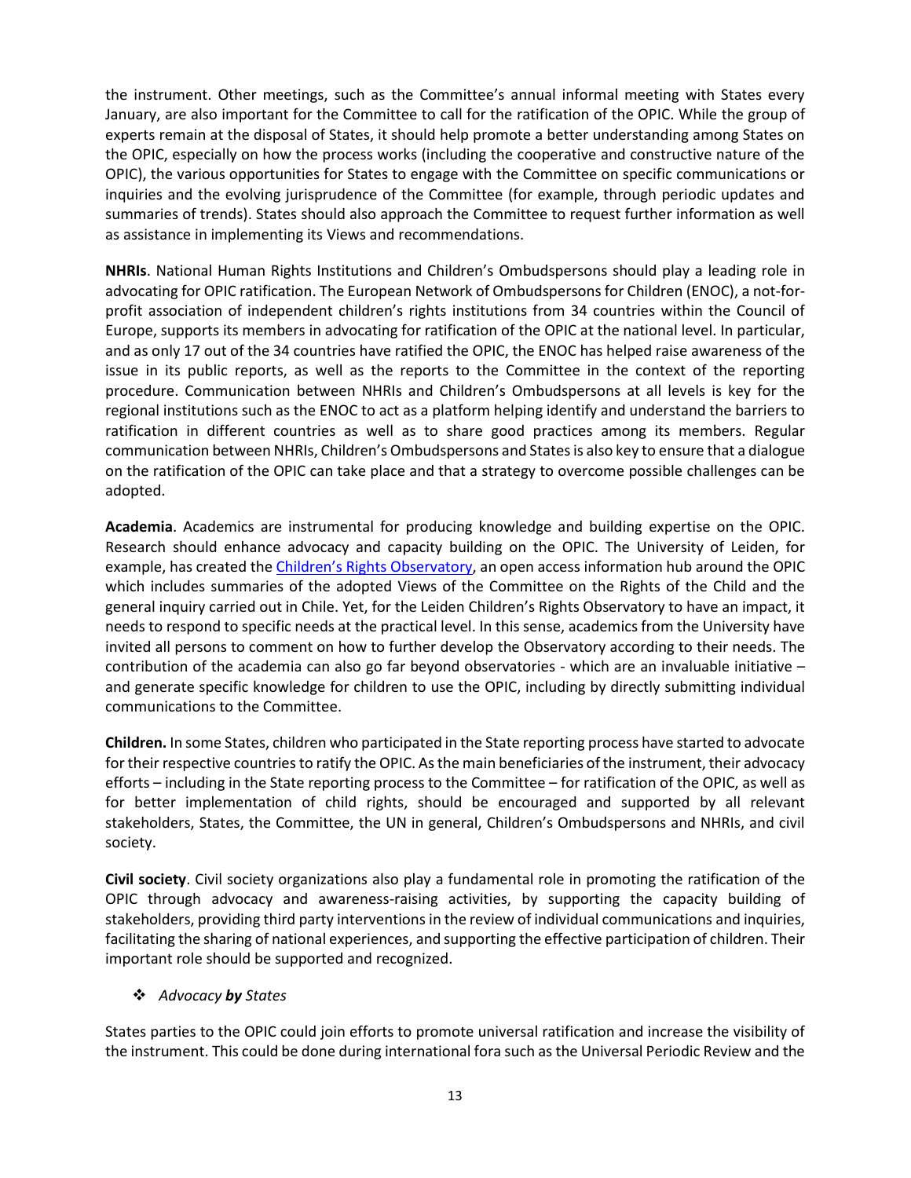the instrument. Other meetings, such as the Committee's annual informal meeting with States every January, are also important for the Committee to call for the ratification of the OPIC. While the group of experts remain at the disposal of States, it should help promote a better understanding among States on the OPIC, especially on how the process works (including the cooperative and constructive nature of the OPIC), the various opportunities for States to engage with the Committee on specific communications or inquiries and the evolving jurisprudence of the Committee (for example, through periodic updates and summaries of trends). States should also approach the Committee to request further information as well as assistance in implementing its Views and recommendations.

**NHRIs**. National Human Rights Institutions and Children's Ombudspersons should play a leading role in advocating for OPIC ratification. The European Network of Ombudspersons for Children (ENOC), a not-for-profit association of independent children's rights institutions from 34 countries within the Council of Europe, supports its members in advocating for ratification of the OPIC at the national level. In particular, and as only 17 out of the 34 countries have ratified the OPIC, the ENOC has helped raise awareness of the issue in its public reports, as well as the reports to the Committee in the context of the reporting procedure. Communication between NHRIs and Children's Ombudspersons at all levels is key for the regional institutions such as the ENOC to act as a platform helping identify and understand the barriers to ratification in different countries as well as to share good practices among its members. Regular communication between NHRIs, Children's Ombudspersons and States is also key to ensure that a dialogue on the ratification of the OPIC can take place and that a strategy to overcome possible challenges can be adopted.

**Academia**. Academics are instrumental for producing knowledge and building expertise on the OPIC. Research should enhance advocacy and capacity building on the OPIC. The University of Leiden, for example, has created the Children's Rights Observatory, an open access information hub around the OPIC which includes summaries of the adopted Views of the Committee on the Rights of the Child and the general inquiry carried out in Chile. Yet, for the Leiden Children's Rights Observatory to have an impact, it needs to respond to specific needs at the practical level. In this sense, academics from the University have invited all persons to comment on how to further develop the Observatory according to their needs. The contribution of the academia can also go far beyond observatories - which are an invaluable initiative – and generate specific knowledge for children to use the OPIC, including by directly submitting individual communications to the Committee.

**Children.** In some States, children who participated in the State reporting process have started to advocate for their respective countries to ratify the OPIC. As the main beneficiaries of the instrument, their advocacy efforts – including in the State reporting process to the Committee – for ratification of the OPIC, as well as for better implementation of child rights, should be encouraged and supported by all relevant stakeholders, States, the Committee, the UN in general, Children's Ombudspersons and NHRIs, and civil society.

**Civil society**. Civil society organizations also play a fundamental role in promoting the ratification of the OPIC through advocacy and awareness-raising activities, by supporting the capacity building of stakeholders, providing third party interventions in the review of individual communications and inquiries, facilitating the sharing of national experiences, and supporting the effective participation of children. Their important role should be supported and recognized.

❖ *Advocacy **by** States*

States parties to the OPIC could join efforts to promote universal ratification and increase the visibility of the instrument. This could be done during international fora such as the Universal Periodic Review and the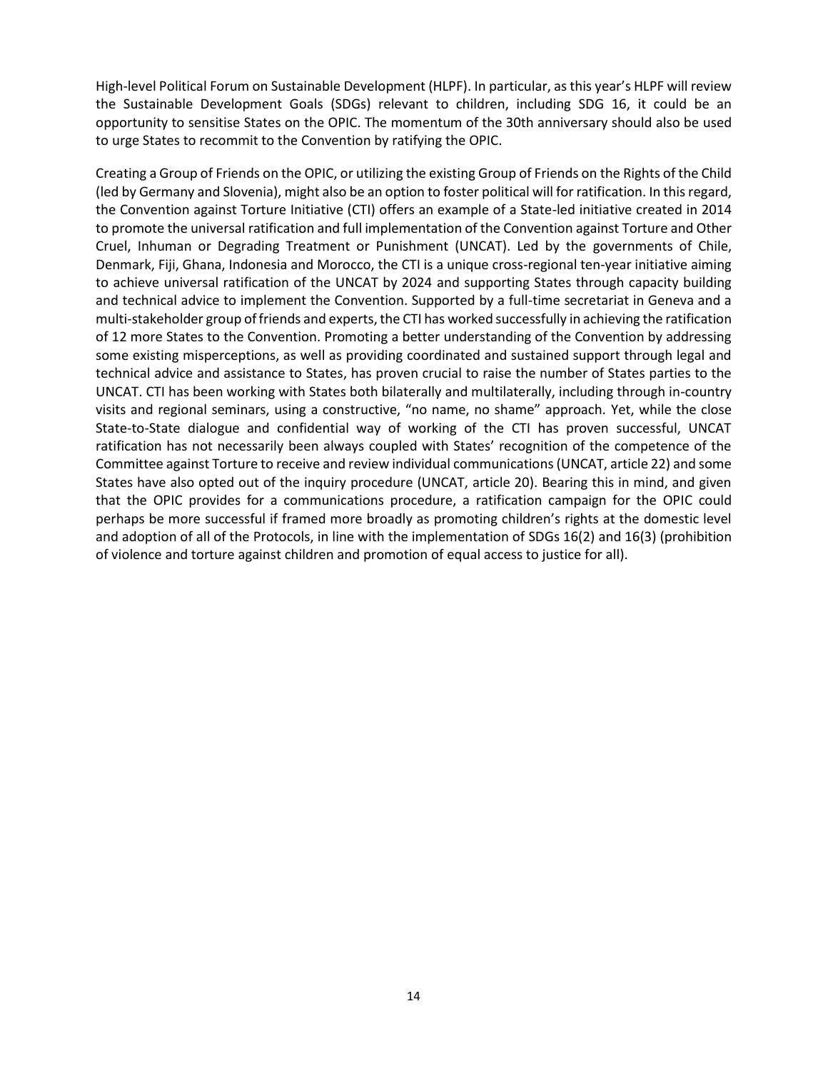High-level Political Forum on Sustainable Development (HLPF). In particular, as this year's HLPF will review the Sustainable Development Goals (SDGs) relevant to children, including SDG 16, it could be an opportunity to sensitise States on the OPIC. The momentum of the 30th anniversary should also be used to urge States to recommit to the Convention by ratifying the OPIC.

Creating a Group of Friends on the OPIC, or utilizing the existing Group of Friends on the Rights of the Child (led by Germany and Slovenia), might also be an option to foster political will for ratification. In this regard, the Convention against Torture Initiative (CTI) offers an example of a State-led initiative created in 2014 to promote the universal ratification and full implementation of the Convention against Torture and Other Cruel, Inhuman or Degrading Treatment or Punishment (UNCAT). Led by the governments of Chile, Denmark, Fiji, Ghana, Indonesia and Morocco, the CTI is a unique cross-regional ten-year initiative aiming to achieve universal ratification of the UNCAT by 2024 and supporting States through capacity building and technical advice to implement the Convention. Supported by a full-time secretariat in Geneva and a multi-stakeholder group of friends and experts, the CTI has worked successfully in achieving the ratification of 12 more States to the Convention. Promoting a better understanding of the Convention by addressing some existing misperceptions, as well as providing coordinated and sustained support through legal and technical advice and assistance to States, has proven crucial to raise the number of States parties to the UNCAT. CTI has been working with States both bilaterally and multilaterally, including through in-country visits and regional seminars, using a constructive, "no name, no shame" approach. Yet, while the close State-to-State dialogue and confidential way of working of the CTI has proven successful, UNCAT ratification has not necessarily been always coupled with States' recognition of the competence of the Committee against Torture to receive and review individual communications (UNCAT, article 22) and some States have also opted out of the inquiry procedure (UNCAT, article 20). Bearing this in mind, and given that the OPIC provides for a communications procedure, a ratification campaign for the OPIC could perhaps be more successful if framed more broadly as promoting children's rights at the domestic level and adoption of all of the Protocols, in line with the implementation of SDGs 16(2) and 16(3) (prohibition of violence and torture against children and promotion of equal access to justice for all).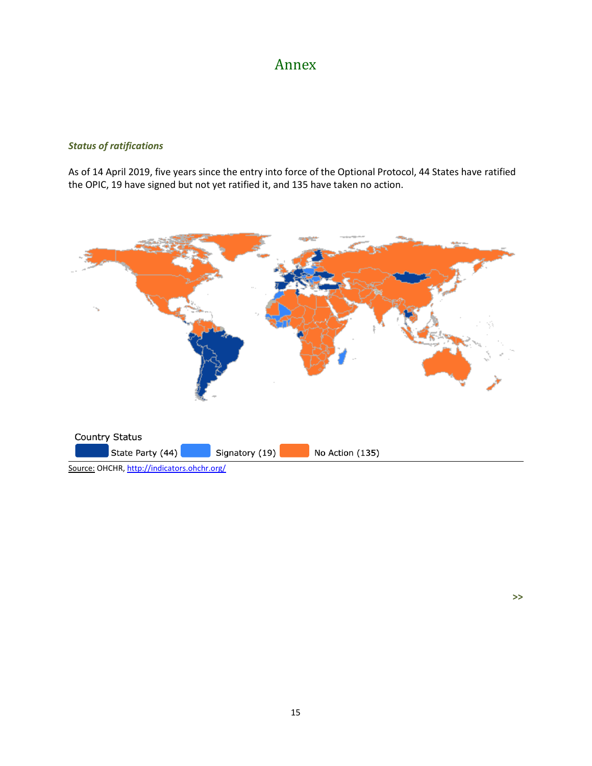# Annex

***Status of ratifications***

As of 14 April 2019, five years since the entry into force of the Optional Protocol, 44 States have ratified the OPIC, 19 have signed but not yet ratified it, and 135 have taken no action.

Country Status

State Party (44) Signatory (19) No Action (135)

Source: OHCHR, http://indicators.ohchr.org/

>>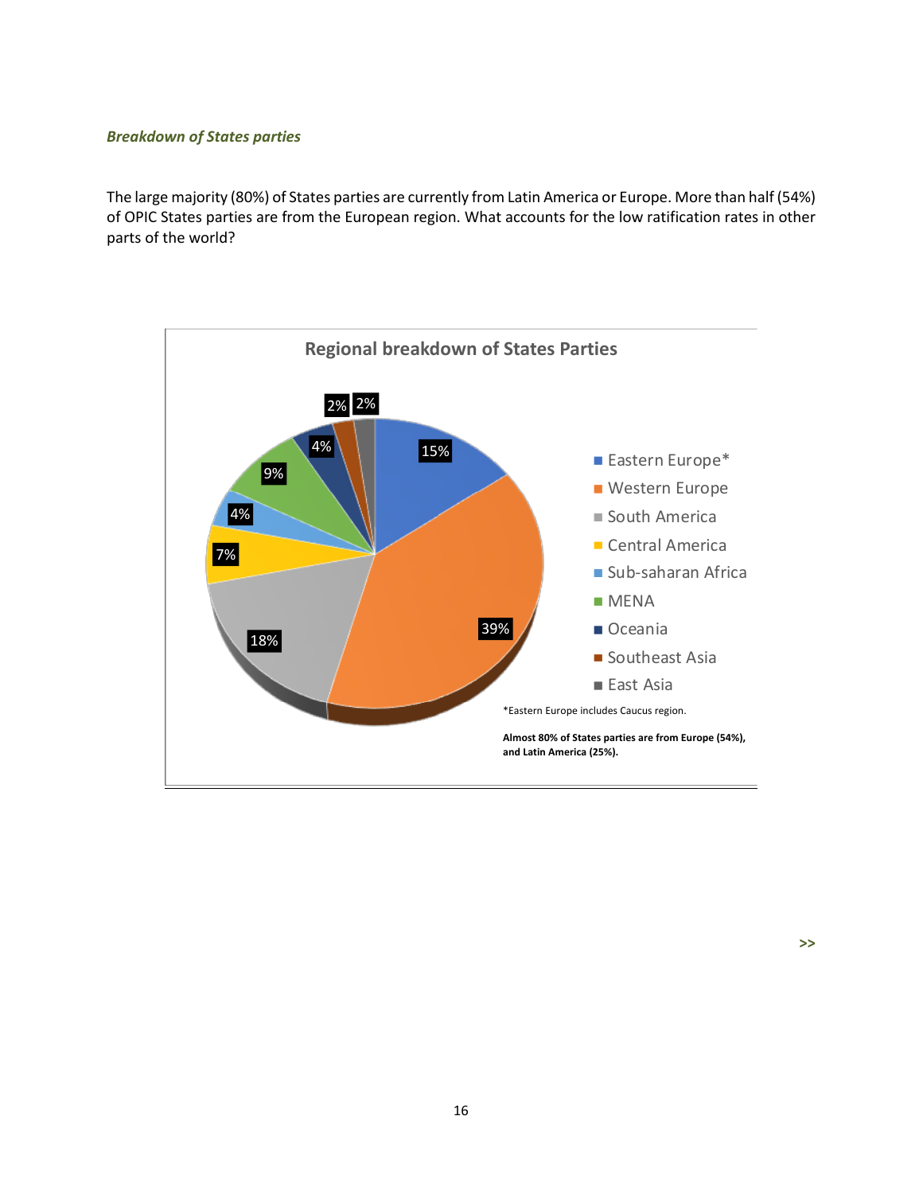*Breakdown of States parties*

The large majority (80%) of States parties are currently from Latin America or Europe. More than half (54%) of OPIC States parties are from the European region. What accounts for the low ratification rates in other parts of the world?

**Regional breakdown of States Parties**

| Region | Share |
|---|---|
| Eastern Europe* | 15% |
| Western Europe | 39% |
| South America | 18% |
| Central America | 7% |
| Sub-saharan Africa | 4% |
| MENA | 9% |
| Oceania | 4% |
| Southeast Asia | 2% |
| East Asia | 2% |

*Eastern Europe includes Caucus region.

**Almost 80% of States parties are from Europe (54%), and Latin America (25%).**

>>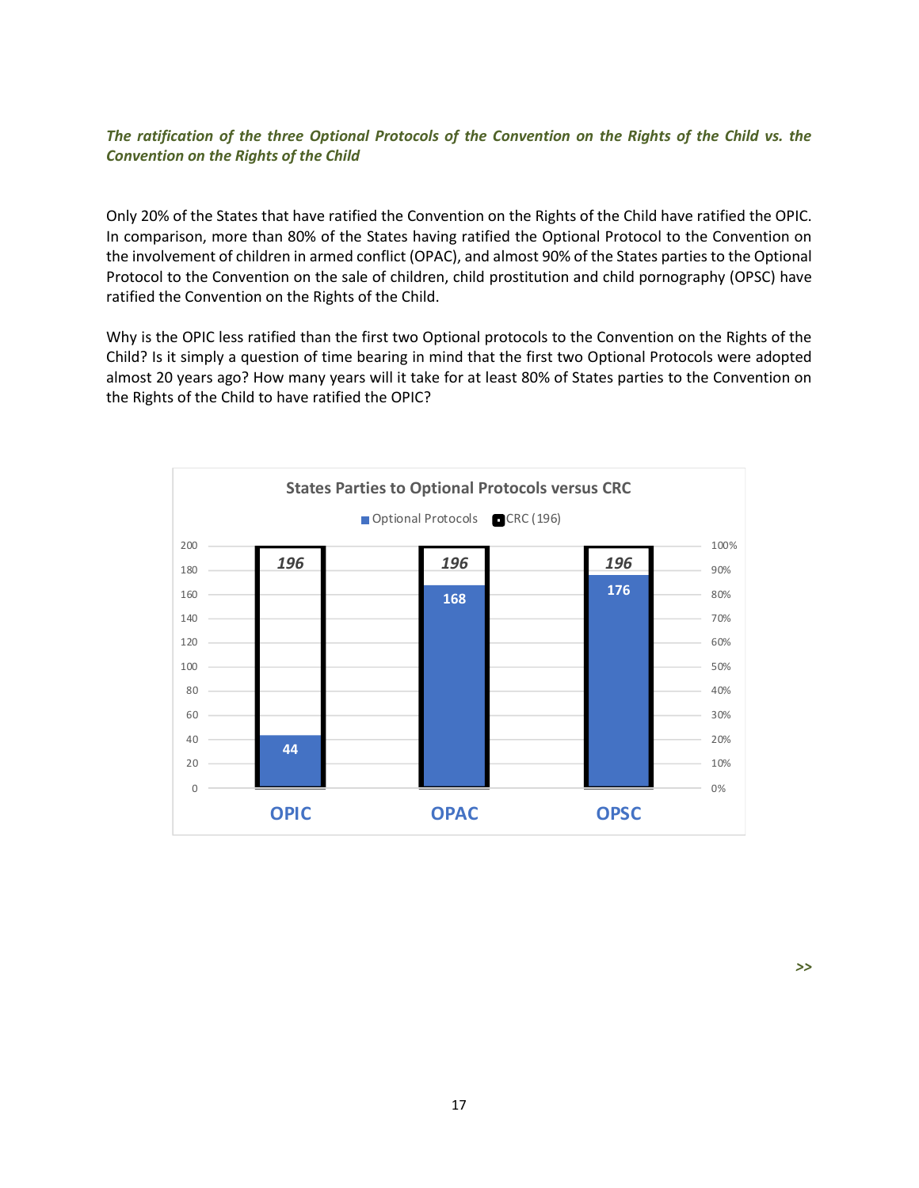*The ratification of the three Optional Protocols of the Convention on the Rights of the Child vs. the Convention on the Rights of the Child*

Only 20% of the States that have ratified the Convention on the Rights of the Child have ratified the OPIC. In comparison, more than 80% of the States having ratified the Optional Protocol to the Convention on the involvement of children in armed conflict (OPAC), and almost 90% of the States parties to the Optional Protocol to the Convention on the sale of children, child prostitution and child pornography (OPSC) have ratified the Convention on the Rights of the Child.

Why is the OPIC less ratified than the first two Optional protocols to the Convention on the Rights of the Child? Is it simply a question of time bearing in mind that the first two Optional Protocols were adopted almost 20 years ago? How many years will it take for at least 80% of States parties to the Convention on the Rights of the Child to have ratified the OPIC?

**States Parties to Optional Protocols versus CRC**

| | Optional Protocols | CRC (196) |
| --- | --- | --- |
| OPIC | 44 | 196 |
| OPAC | 168 | 196 |
| OPSC | 176 | 196 |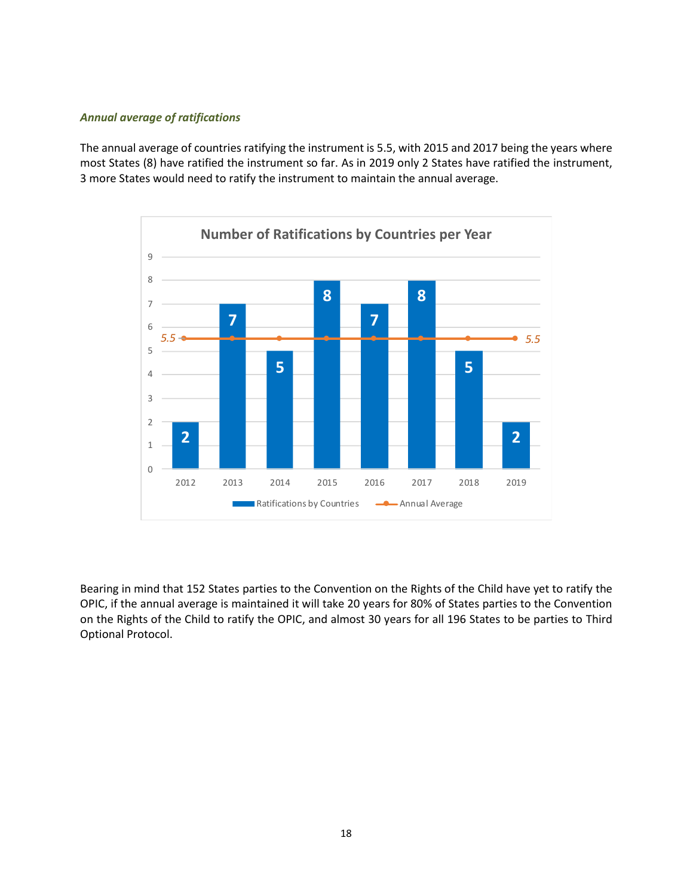***Annual average of ratifications***

The annual average of countries ratifying the instrument is 5.5, with 2015 and 2017 being the years where most States (8) have ratified the instrument so far. As in 2019 only 2 States have ratified the instrument, 3 more States would need to ratify the instrument to maintain the annual average.

Number of Ratifications by Countries per Year

9
8
7
6
5
4
3
2
1
0

2
7
5
8
7
8
5
2

5.5
5.5

2012
2013
2014
2015
2016
2017
2018
2019

Ratifications by Countries
Annual Average

Bearing in mind that 152 States parties to the Convention on the Rights of the Child have yet to ratify the OPIC, if the annual average is maintained it will take 20 years for 80% of States parties to the Convention on the Rights of the Child to ratify the OPIC, and almost 30 years for all 196 States to be parties to Third Optional Protocol.